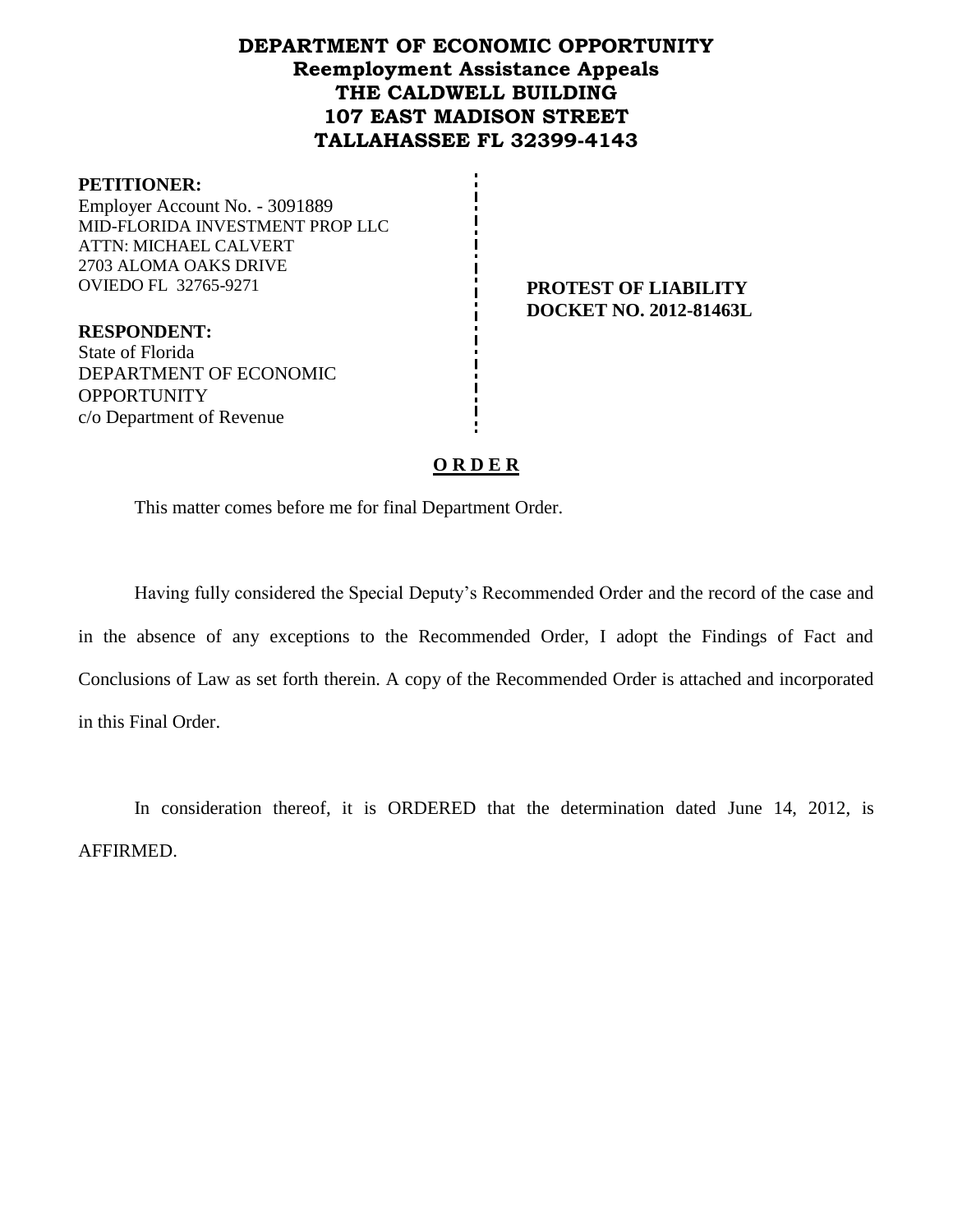# DEPARTMENT OF ECONOMIC OPPORTUNITY
## Reemployment Assistance Appeals
## THE CALDWELL BUILDING
## 107 EAST MADISON STREET
## TALLAHASSEE FL 32399-4143

**PETITIONER:**
Employer Account No. - 3091889
MID-FLORIDA INVESTMENT PROP LLC
ATTN: MICHAEL CALVERT
2703 ALOMA OAKS DRIVE
OVIEDO FL 32765-9271

**PROTEST OF LIABILITY**
**DOCKET NO. 2012-81463L**

**RESPONDENT:**
State of Florida
DEPARTMENT OF ECONOMIC OPPORTUNITY
c/o Department of Revenue

## O R D E R

This matter comes before me for final Department Order.

Having fully considered the Special Deputy's Recommended Order and the record of the case and in the absence of any exceptions to the Recommended Order, I adopt the Findings of Fact and Conclusions of Law as set forth therein. A copy of the Recommended Order is attached and incorporated in this Final Order.

In consideration thereof, it is ORDERED that the determination dated June 14, 2012, is AFFIRMED.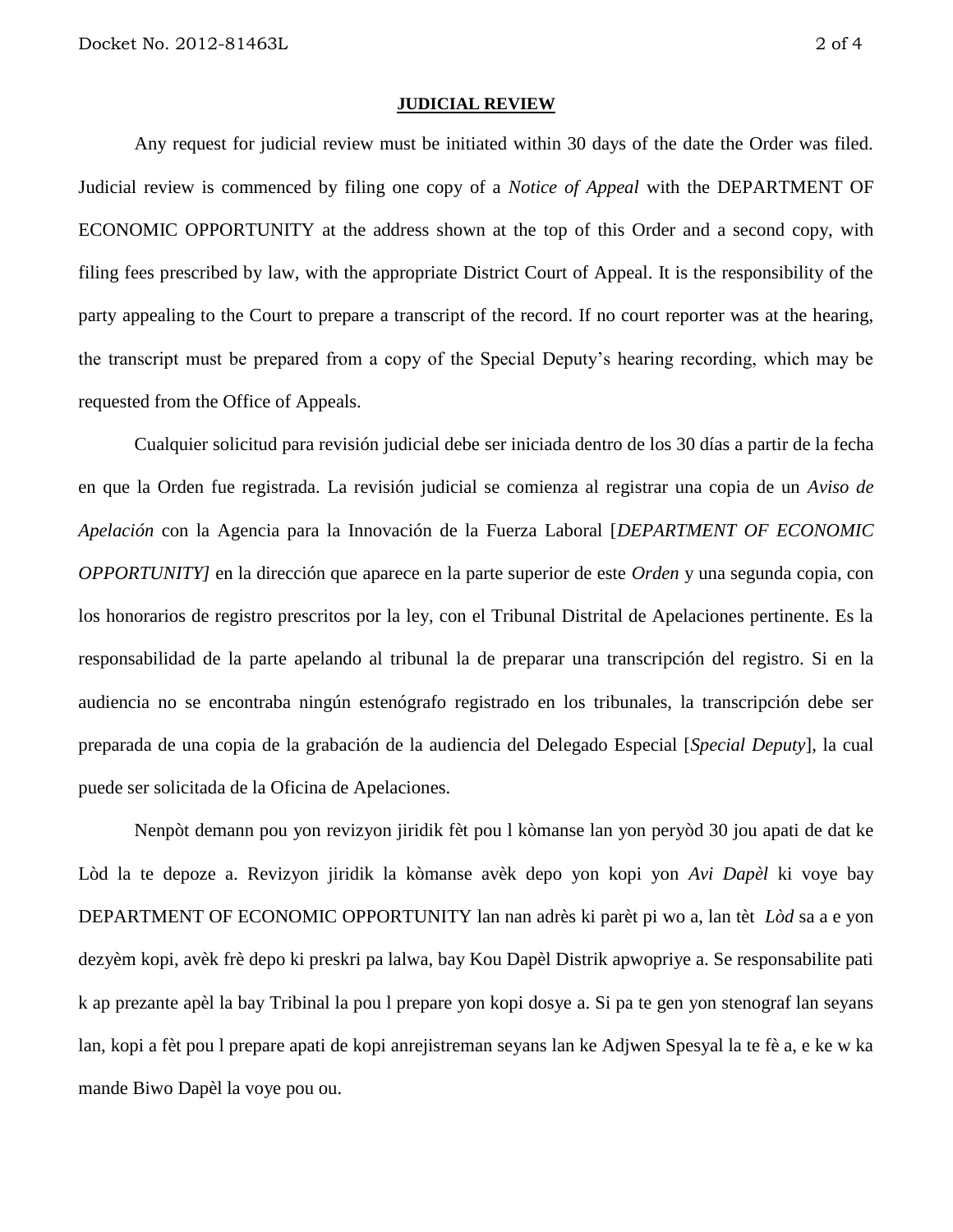## JUDICIAL REVIEW

Any request for judicial review must be initiated within 30 days of the date the Order was filed. Judicial review is commenced by filing one copy of a *Notice of Appeal* with the DEPARTMENT OF ECONOMIC OPPORTUNITY at the address shown at the top of this Order and a second copy, with filing fees prescribed by law, with the appropriate District Court of Appeal. It is the responsibility of the party appealing to the Court to prepare a transcript of the record. If no court reporter was at the hearing, the transcript must be prepared from a copy of the Special Deputy's hearing recording, which may be requested from the Office of Appeals.

Cualquier solicitud para revisión judicial debe ser iniciada dentro de los 30 días a partir de la fecha en que la Orden fue registrada. La revisión judicial se comienza al registrar una copia de un *Aviso de Apelación* con la Agencia para la Innovación de la Fuerza Laboral [*DEPARTMENT OF ECONOMIC OPPORTUNITY]* en la dirección que aparece en la parte superior de este *Orden* y una segunda copia, con los honorarios de registro prescritos por la ley, con el Tribunal Distrital de Apelaciones pertinente. Es la responsabilidad de la parte apelando al tribunal la de preparar una transcripción del registro. Si en la audiencia no se encontraba ningún estenógrafo registrado en los tribunales, la transcripción debe ser preparada de una copia de la grabación de la audiencia del Delegado Especial [*Special Deputy*], la cual puede ser solicitada de la Oficina de Apelaciones.

Nenpòt demann pou yon revizyon jiridik fèt pou l kòmanse lan yon peryòd 30 jou apati de dat ke Lòd la te depoze a. Revizyon jiridik la kòmanse avèk depo yon kopi yon *Avi Dapèl* ki voye bay DEPARTMENT OF ECONOMIC OPPORTUNITY lan nan adrès ki parèt pi wo a, lan tèt *Lòd* sa a e yon dezyèm kopi, avèk frè depo ki preskri pa lalwa, bay Kou Dapèl Distrik apwopriye a. Se responsabilite pati k ap prezante apèl la bay Tribinal la pou l prepare yon kopi dosye a. Si pa te gen yon stenograf lan seyans lan, kopi a fèt pou l prepare apati de kopi anrejistreman seyans lan ke Adjwen Spesyal la te fè a, e ke w ka mande Biwo Dapèl la voye pou ou.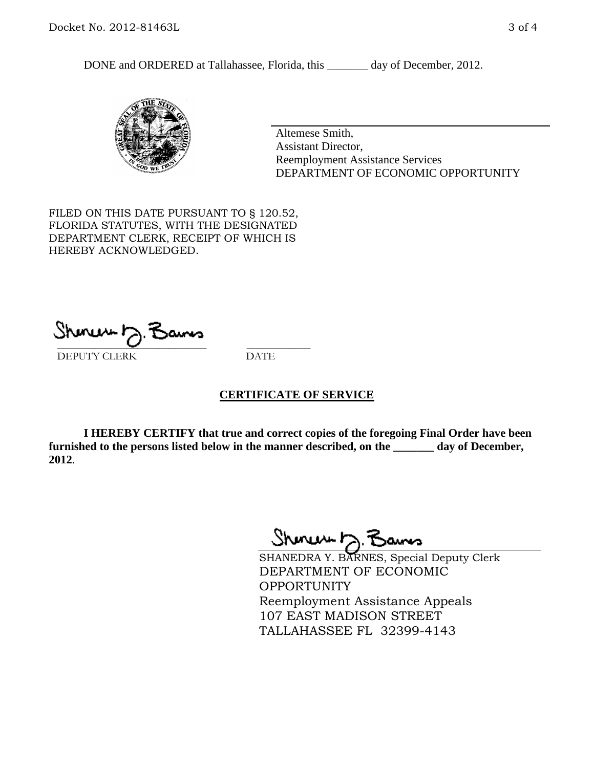DONE and ORDERED at Tallahassee, Florida, this _______ day of December, 2012.

Altemese Smith,
Assistant Director,
Reemployment Assistance Services
DEPARTMENT OF ECONOMIC OPPORTUNITY

FILED ON THIS DATE PURSUANT TO § 120.52, FLORIDA STATUTES, WITH THE DESIGNATED DEPARTMENT CLERK, RECEIPT OF WHICH IS HEREBY ACKNOWLEDGED.

_____________________________ ___________
DEPUTY CLERK DATE

## CERTIFICATE OF SERVICE

**I HEREBY CERTIFY that true and correct copies of the foregoing Final Order have been furnished to the persons listed below in the manner described, on the _______ day of December, 2012**.

SHANEDRA Y. BARNES, Special Deputy Clerk
DEPARTMENT OF ECONOMIC OPPORTUNITY
Reemployment Assistance Appeals
107 EAST MADISON STREET
TALLAHASSEE FL 32399-4143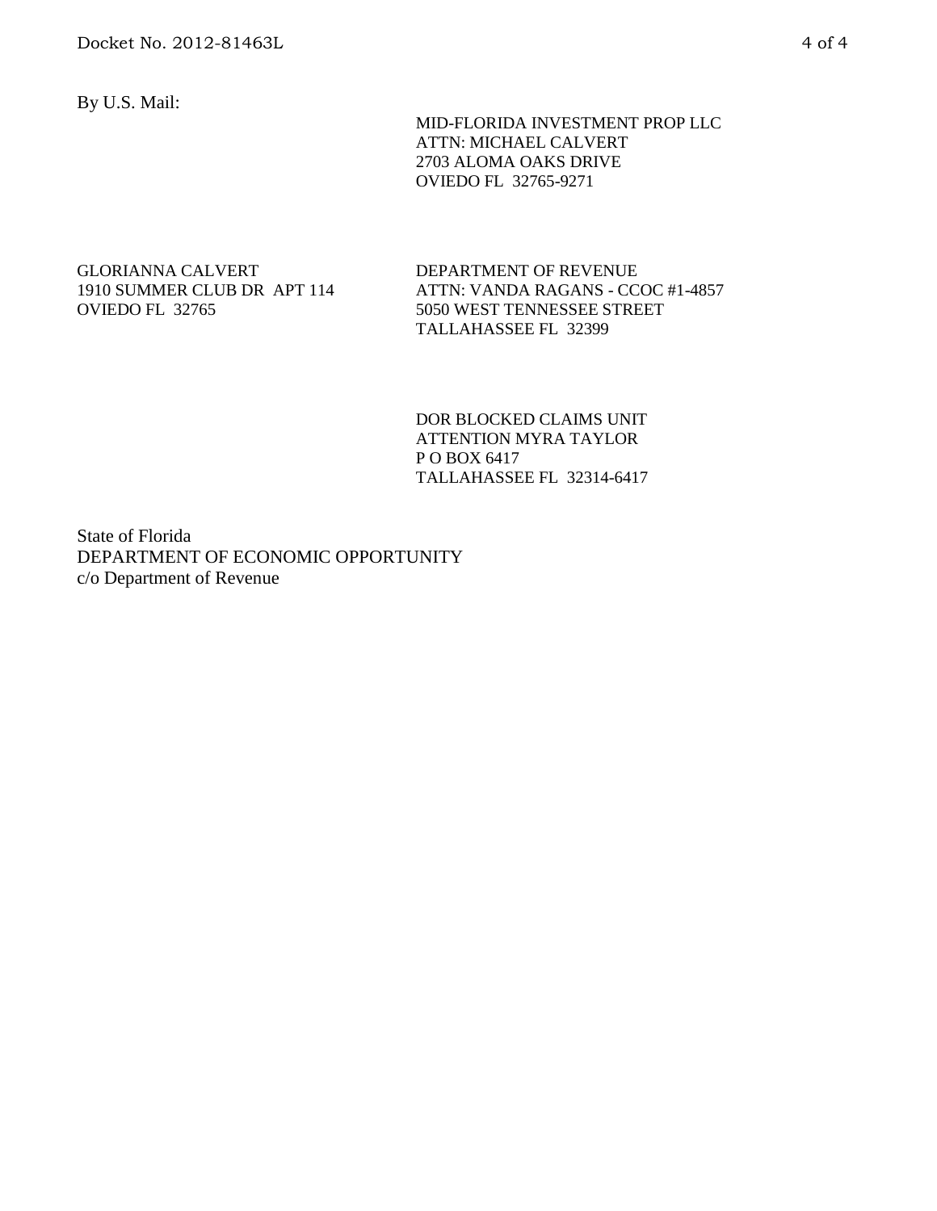By U.S. Mail:

MID-FLORIDA INVESTMENT PROP LLC
ATTN: MICHAEL CALVERT
2703 ALOMA OAKS DRIVE
OVIEDO FL 32765-9271

GLORIANNA CALVERT
1910 SUMMER CLUB DR APT 114
OVIEDO FL 32765

DEPARTMENT OF REVENUE
ATTN: VANDA RAGANS - CCOC #1-4857
5050 WEST TENNESSEE STREET
TALLAHASSEE FL 32399

DOR BLOCKED CLAIMS UNIT
ATTENTION MYRA TAYLOR
P O BOX 6417
TALLAHASSEE FL 32314-6417

State of Florida
DEPARTMENT OF ECONOMIC OPPORTUNITY
c/o Department of Revenue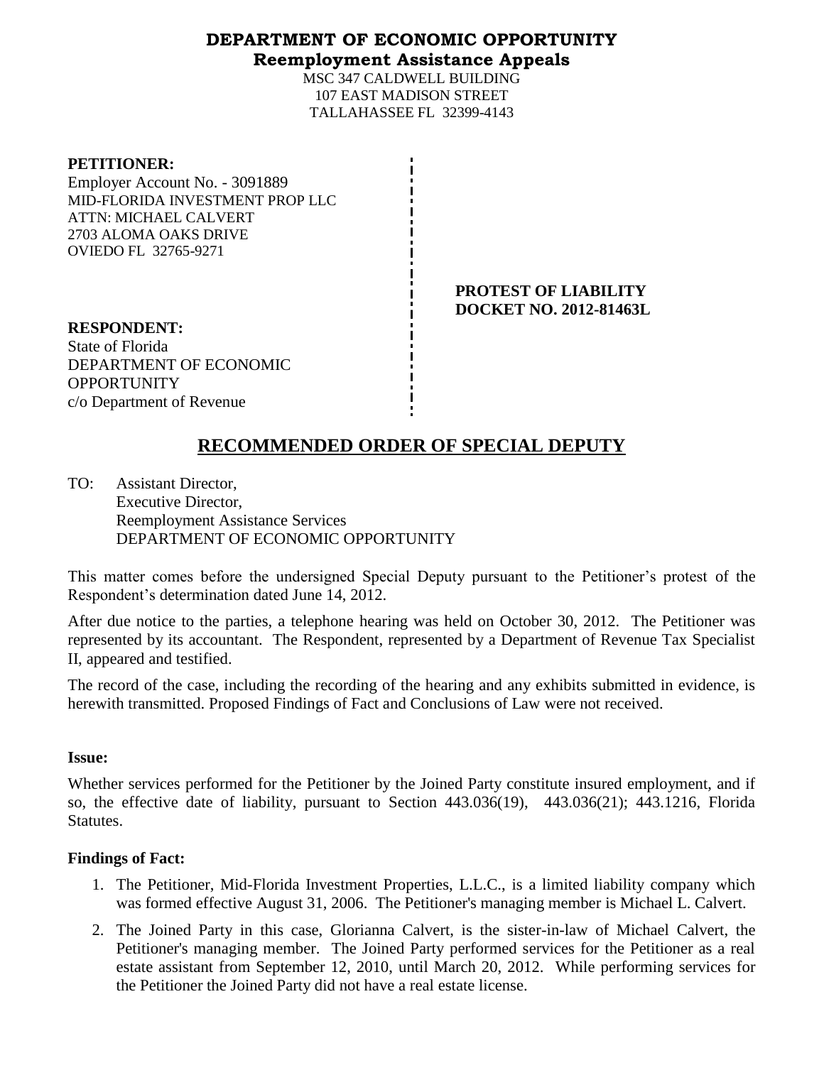# DEPARTMENT OF ECONOMIC OPPORTUNITY
## Reemployment Assistance Appeals

MSC 347 CALDWELL BUILDING
107 EAST MADISON STREET
TALLAHASSEE FL 32399-4143

**PETITIONER:**
Employer Account No. - 3091889
MID-FLORIDA INVESTMENT PROP LLC
ATTN: MICHAEL CALVERT
2703 ALOMA OAKS DRIVE
OVIEDO FL 32765-9271

**PROTEST OF LIABILITY**
**DOCKET NO. 2012-81463L**

**RESPONDENT:**
State of Florida
DEPARTMENT OF ECONOMIC OPPORTUNITY
c/o Department of Revenue

# RECOMMENDED ORDER OF SPECIAL DEPUTY

TO: Assistant Director,
Executive Director,
Reemployment Assistance Services
DEPARTMENT OF ECONOMIC OPPORTUNITY

This matter comes before the undersigned Special Deputy pursuant to the Petitioner's protest of the Respondent's determination dated June 14, 2012.

After due notice to the parties, a telephone hearing was held on October 30, 2012. The Petitioner was represented by its accountant. The Respondent, represented by a Department of Revenue Tax Specialist II, appeared and testified.

The record of the case, including the recording of the hearing and any exhibits submitted in evidence, is herewith transmitted. Proposed Findings of Fact and Conclusions of Law were not received.

**Issue:**

Whether services performed for the Petitioner by the Joined Party constitute insured employment, and if so, the effective date of liability, pursuant to Section 443.036(19), 443.036(21); 443.1216, Florida Statutes.

**Findings of Fact:**

1. The Petitioner, Mid-Florida Investment Properties, L.L.C., is a limited liability company which was formed effective August 31, 2006. The Petitioner's managing member is Michael L. Calvert.
2. The Joined Party in this case, Glorianna Calvert, is the sister-in-law of Michael Calvert, the Petitioner's managing member. The Joined Party performed services for the Petitioner as a real estate assistant from September 12, 2010, until March 20, 2012. While performing services for the Petitioner the Joined Party did not have a real estate license.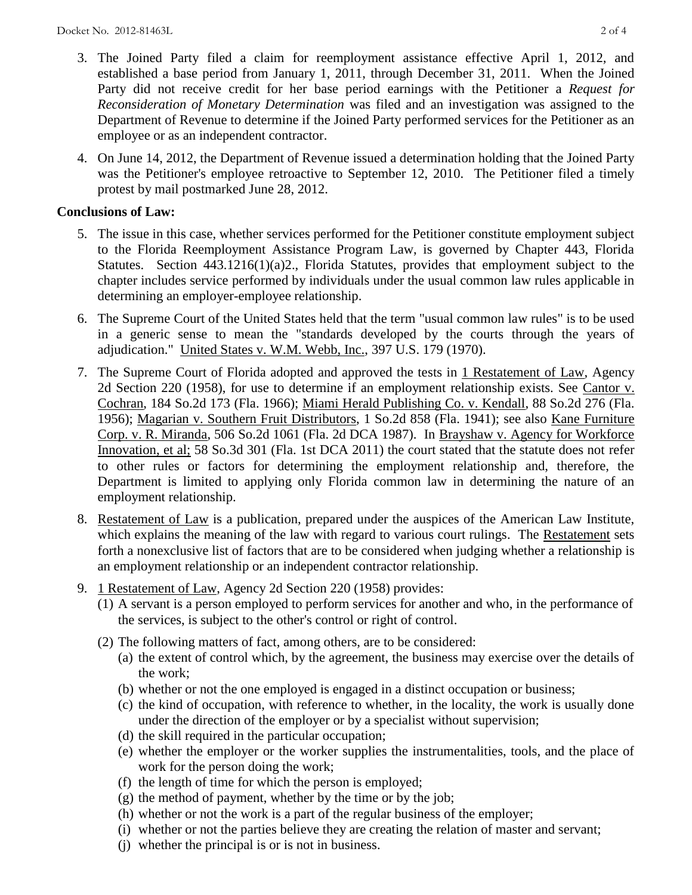3. The Joined Party filed a claim for reemployment assistance effective April 1, 2012, and established a base period from January 1, 2011, through December 31, 2011. When the Joined Party did not receive credit for her base period earnings with the Petitioner a *Request for Reconsideration of Monetary Determination* was filed and an investigation was assigned to the Department of Revenue to determine if the Joined Party performed services for the Petitioner as an employee or as an independent contractor.

4. On June 14, 2012, the Department of Revenue issued a determination holding that the Joined Party was the Petitioner's employee retroactive to September 12, 2010. The Petitioner filed a timely protest by mail postmarked June 28, 2012.

**Conclusions of Law:**

5. The issue in this case, whether services performed for the Petitioner constitute employment subject to the Florida Reemployment Assistance Program Law, is governed by Chapter 443, Florida Statutes. Section 443.1216(1)(a)2., Florida Statutes, provides that employment subject to the chapter includes service performed by individuals under the usual common law rules applicable in determining an employer-employee relationship.

6. The Supreme Court of the United States held that the term "usual common law rules" is to be used in a generic sense to mean the "standards developed by the courts through the years of adjudication." United States v. W.M. Webb, Inc., 397 U.S. 179 (1970).

7. The Supreme Court of Florida adopted and approved the tests in 1 Restatement of Law, Agency 2d Section 220 (1958), for use to determine if an employment relationship exists. See Cantor v. Cochran, 184 So.2d 173 (Fla. 1966); Miami Herald Publishing Co. v. Kendall, 88 So.2d 276 (Fla. 1956); Magarian v. Southern Fruit Distributors, 1 So.2d 858 (Fla. 1941); see also Kane Furniture Corp. v. R. Miranda, 506 So.2d 1061 (Fla. 2d DCA 1987). In Brayshaw v. Agency for Workforce Innovation, et al; 58 So.3d 301 (Fla. 1st DCA 2011) the court stated that the statute does not refer to other rules or factors for determining the employment relationship and, therefore, the Department is limited to applying only Florida common law in determining the nature of an employment relationship.

8. Restatement of Law is a publication, prepared under the auspices of the American Law Institute, which explains the meaning of the law with regard to various court rulings. The Restatement sets forth a nonexclusive list of factors that are to be considered when judging whether a relationship is an employment relationship or an independent contractor relationship.

9. 1 Restatement of Law, Agency 2d Section 220 (1958) provides:
   (1) A servant is a person employed to perform services for another and who, in the performance of the services, is subject to the other's control or right of control.
   (2) The following matters of fact, among others, are to be considered:
      (a) the extent of control which, by the agreement, the business may exercise over the details of the work;
      (b) whether or not the one employed is engaged in a distinct occupation or business;
      (c) the kind of occupation, with reference to whether, in the locality, the work is usually done under the direction of the employer or by a specialist without supervision;
      (d) the skill required in the particular occupation;
      (e) whether the employer or the worker supplies the instrumentalities, tools, and the place of work for the person doing the work;
      (f) the length of time for which the person is employed;
      (g) the method of payment, whether by the time or by the job;
      (h) whether or not the work is a part of the regular business of the employer;
      (i) whether or not the parties believe they are creating the relation of master and servant;
      (j) whether the principal is or is not in business.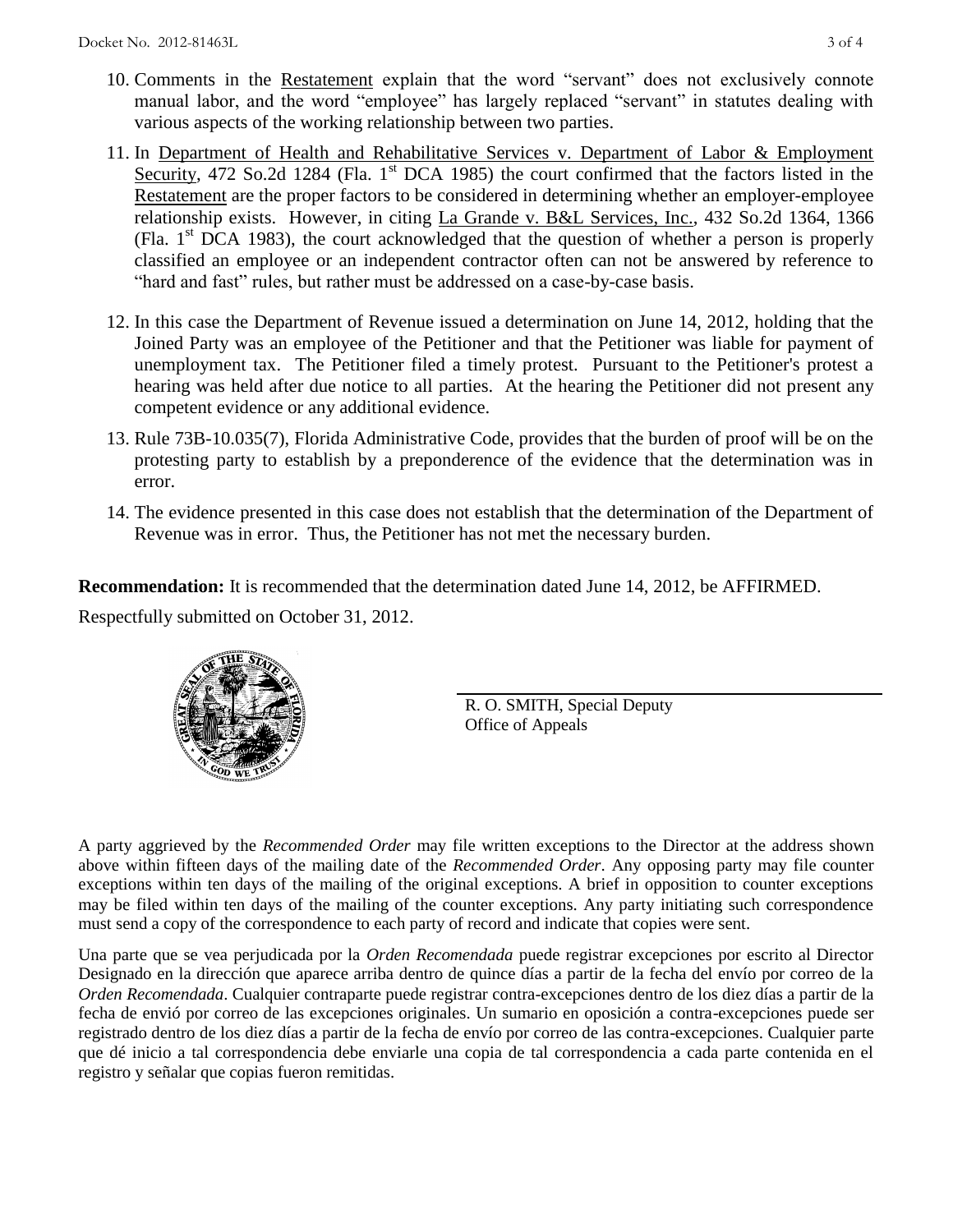10. Comments in the Restatement explain that the word "servant" does not exclusively connote manual labor, and the word "employee" has largely replaced "servant" in statutes dealing with various aspects of the working relationship between two parties.

11. In Department of Health and Rehabilitative Services v. Department of Labor & Employment Security, 472 So.2d 1284 (Fla. 1st DCA 1985) the court confirmed that the factors listed in the Restatement are the proper factors to be considered in determining whether an employer-employee relationship exists. However, in citing La Grande v. B&L Services, Inc., 432 So.2d 1364, 1366 (Fla. 1st DCA 1983), the court acknowledged that the question of whether a person is properly classified an employee or an independent contractor often can not be answered by reference to "hard and fast" rules, but rather must be addressed on a case-by-case basis.

12. In this case the Department of Revenue issued a determination on June 14, 2012, holding that the Joined Party was an employee of the Petitioner and that the Petitioner was liable for payment of unemployment tax. The Petitioner filed a timely protest. Pursuant to the Petitioner's protest a hearing was held after due notice to all parties. At the hearing the Petitioner did not present any competent evidence or any additional evidence.

13. Rule 73B-10.035(7), Florida Administrative Code, provides that the burden of proof will be on the protesting party to establish by a preponderence of the evidence that the determination was in error.

14. The evidence presented in this case does not establish that the determination of the Department of Revenue was in error. Thus, the Petitioner has not met the necessary burden.

**Recommendation:** It is recommended that the determination dated June 14, 2012, be AFFIRMED.

Respectfully submitted on October 31, 2012.

R. O. SMITH, Special Deputy
Office of Appeals

A party aggrieved by the *Recommended Order* may file written exceptions to the Director at the address shown above within fifteen days of the mailing date of the *Recommended Order*. Any opposing party may file counter exceptions within ten days of the mailing of the original exceptions. A brief in opposition to counter exceptions may be filed within ten days of the mailing of the counter exceptions. Any party initiating such correspondence must send a copy of the correspondence to each party of record and indicate that copies were sent.

Una parte que se vea perjudicada por la *Orden Recomendada* puede registrar excepciones por escrito al Director Designado en la dirección que aparece arriba dentro de quince días a partir de la fecha del envío por correo de la *Orden Recomendada*. Cualquier contraparte puede registrar contra-excepciones dentro de los diez días a partir de la fecha de envió por correo de las excepciones originales. Un sumario en oposición a contra-excepciones puede ser registrado dentro de los diez días a partir de la fecha de envío por correo de las contra-excepciones. Cualquier parte que dé inicio a tal correspondencia debe enviarle una copia de tal correspondencia a cada parte contenida en el registro y señalar que copias fueron remitidas.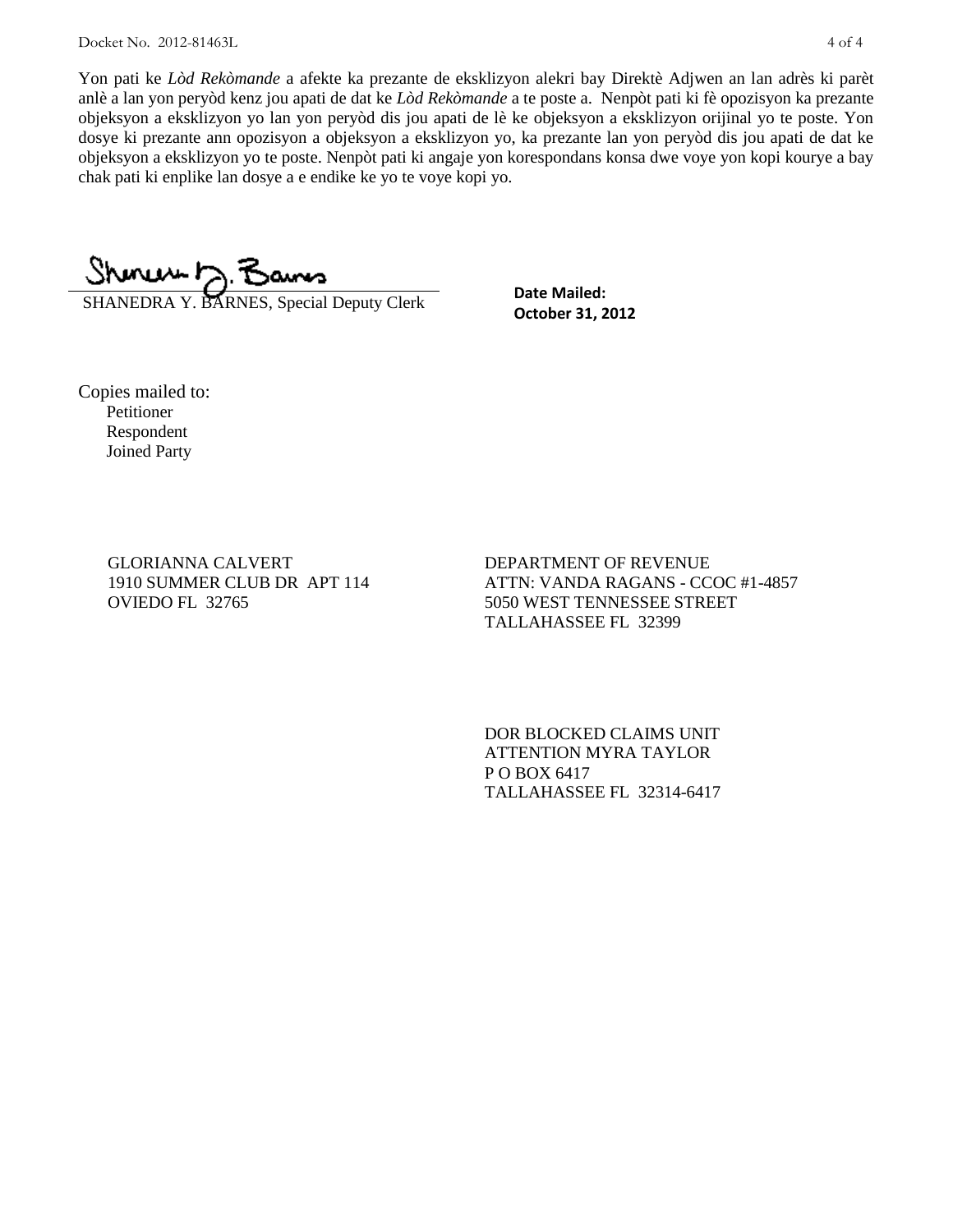Yon pati ke *Lòd Rekòmande* a afekte ka prezante de eksklizyon alekri bay Direktè Adjwen an lan adrès ki parèt anlè a lan yon peryòd kenz jou apati de dat ke *Lòd Rekòmande* a te poste a. Nenpòt pati ki fè opozisyon ka prezante objeksyon a eksklizyon yo lan yon peryòd dis jou apati de lè ke objeksyon a eksklizyon orijinal yo te poste. Yon dosye ki prezante ann opozisyon a objeksyon a eksklizyon yo, ka prezante lan yon peryòd dis jou apati de dat ke objeksyon a eksklizyon yo te poste. Nenpòt pati ki angaje yon korespondans konsa dwe voye yon kopi kourye a bay chak pati ki enplike lan dosye a e endike ke yo te voye kopi yo.

SHANEDRA Y. BARNES, Special Deputy Clerk

**Date Mailed:**
**October 31, 2012**

Copies mailed to:
Petitioner
Respondent
Joined Party

GLORIANNA CALVERT
1910 SUMMER CLUB DR APT 114
OVIEDO FL 32765

DEPARTMENT OF REVENUE
ATTN: VANDA RAGANS - CCOC #1-4857
5050 WEST TENNESSEE STREET
TALLAHASSEE FL 32399

DOR BLOCKED CLAIMS UNIT
ATTENTION MYRA TAYLOR
P O BOX 6417
TALLAHASSEE FL 32314-6417